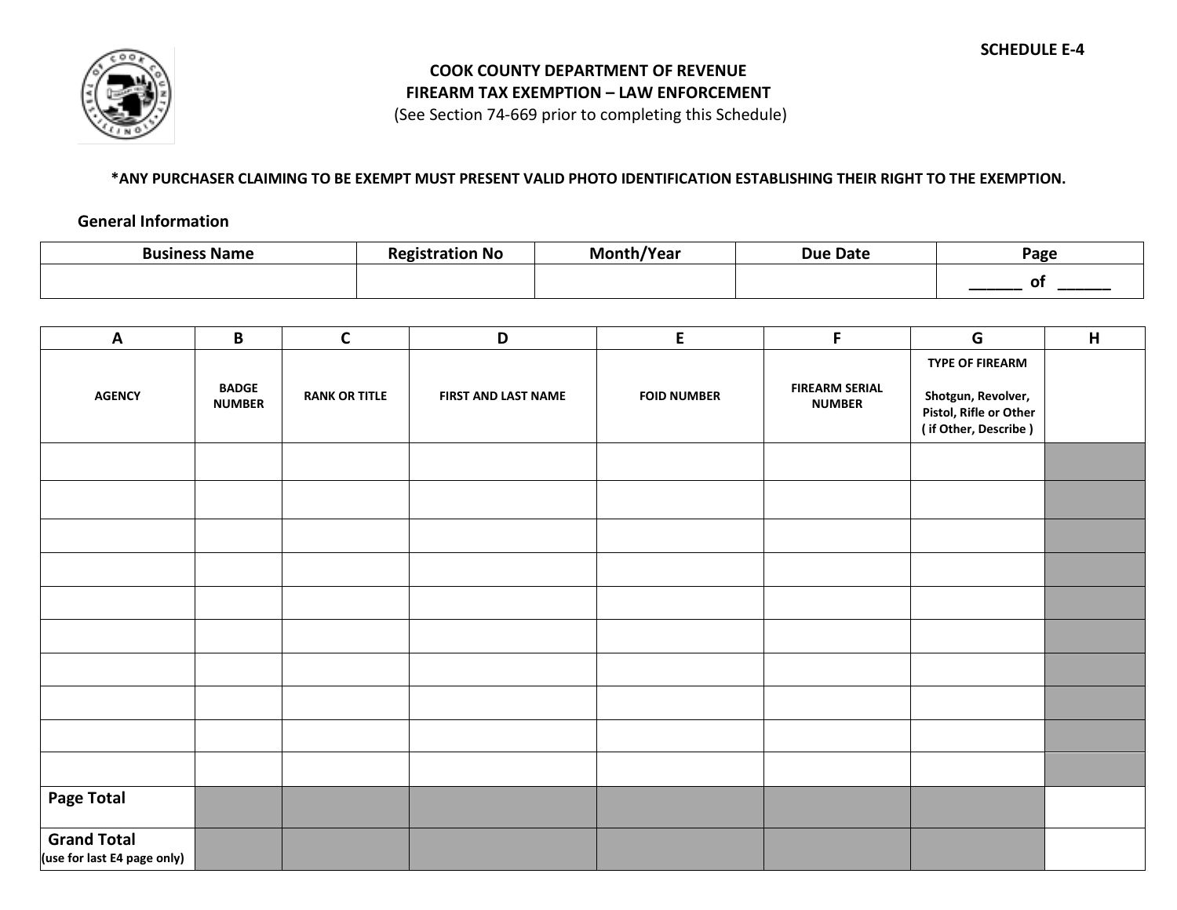SCHEDULE E-4

# COOK COUNTY DEPARTMENT OF REVENUE
## FIREARM TAX EXEMPTION – LAW ENFORCEMENT

(See Section 74-669 prior to completing this Schedule)

**\*ANY PURCHASER CLAIMING TO BE EXEMPT MUST PRESENT VALID PHOTO IDENTIFICATION ESTABLISHING THEIR RIGHT TO THE EXEMPTION.**

**General Information**

| Business Name | Registration No | Month/Year | Due Date | Page |
|---|---|---|---|---|
| | | | | ______ of ______ |

| A | B | C | D | E | F | G | H |
|---|---|---|---|---|---|---|---|
| AGENCY | BADGE NUMBER | RANK OR TITLE | FIRST AND LAST NAME | FOID NUMBER | FIREARM SERIAL NUMBER | TYPE OF FIREARM Shotgun, Revolver, Pistol, Rifle or Other ( if Other, Describe ) | |
| | | | | | | | |
| | | | | | | | |
| | | | | | | | |
| | | | | | | | |
| | | | | | | | |
| | | | | | | | |
| | | | | | | | |
| | | | | | | | |
| | | | | | | | |
| | | | | | | | |
| **Page Total** | | | | | | | |
| **Grand Total** (use for last E4 page only) | | | | | | | |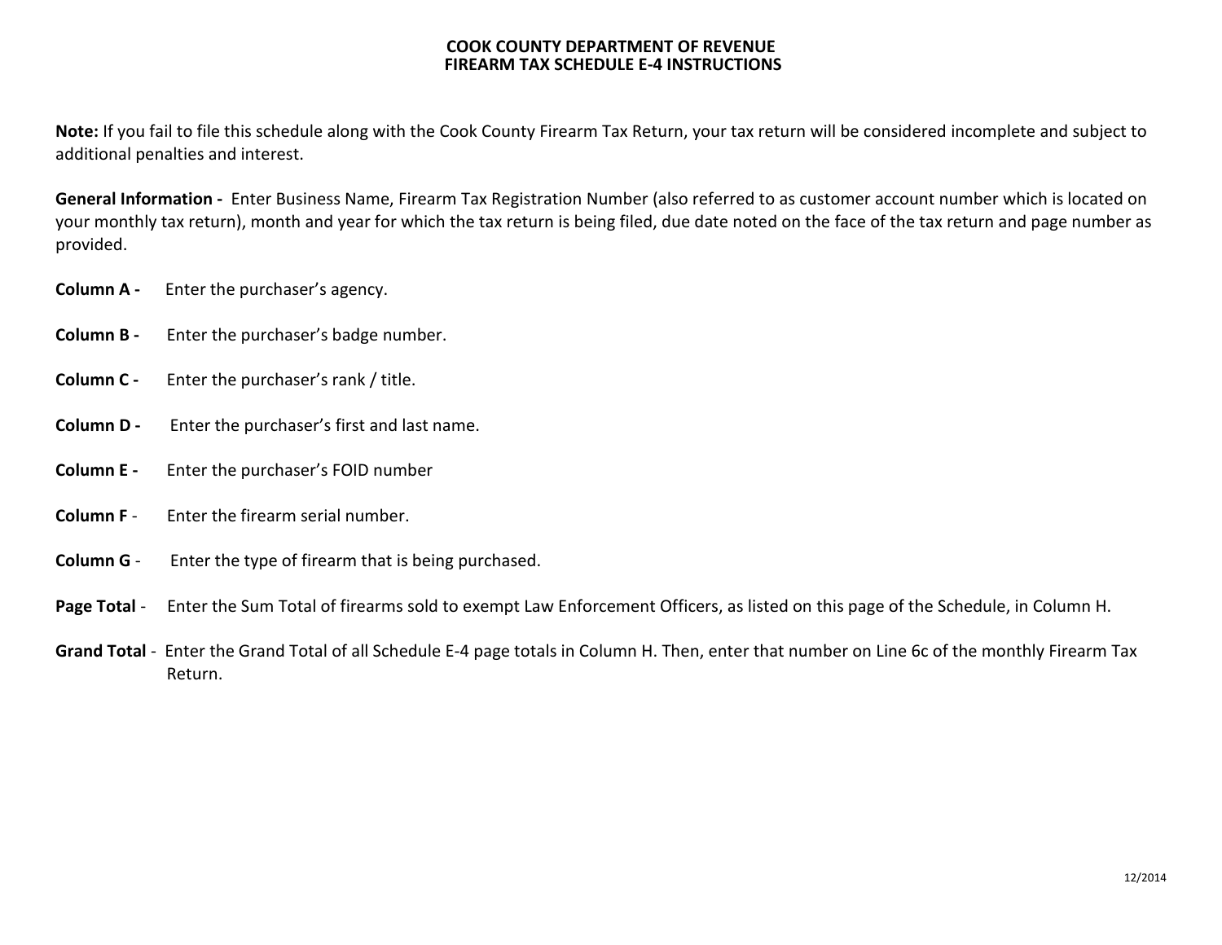# COOK COUNTY DEPARTMENT OF REVENUE
## FIREARM TAX SCHEDULE E-4 INSTRUCTIONS

**Note:** If you fail to file this schedule along with the Cook County Firearm Tax Return, your tax return will be considered incomplete and subject to additional penalties and interest.

**General Information -** Enter Business Name, Firearm Tax Registration Number (also referred to as customer account number which is located on your monthly tax return), month and year for which the tax return is being filed, due date noted on the face of the tax return and page number as provided.

**Column A -** Enter the purchaser's agency.

**Column B -** Enter the purchaser's badge number.

**Column C -** Enter the purchaser's rank / title.

**Column D -** Enter the purchaser's first and last name.

**Column E -** Enter the purchaser's FOID number

**Column F** - Enter the firearm serial number.

**Column G** - Enter the type of firearm that is being purchased.

**Page Total** - Enter the Sum Total of firearms sold to exempt Law Enforcement Officers, as listed on this page of the Schedule, in Column H.

**Grand Total** - Enter the Grand Total of all Schedule E-4 page totals in Column H. Then, enter that number on Line 6c of the monthly Firearm Tax Return.

12/2014